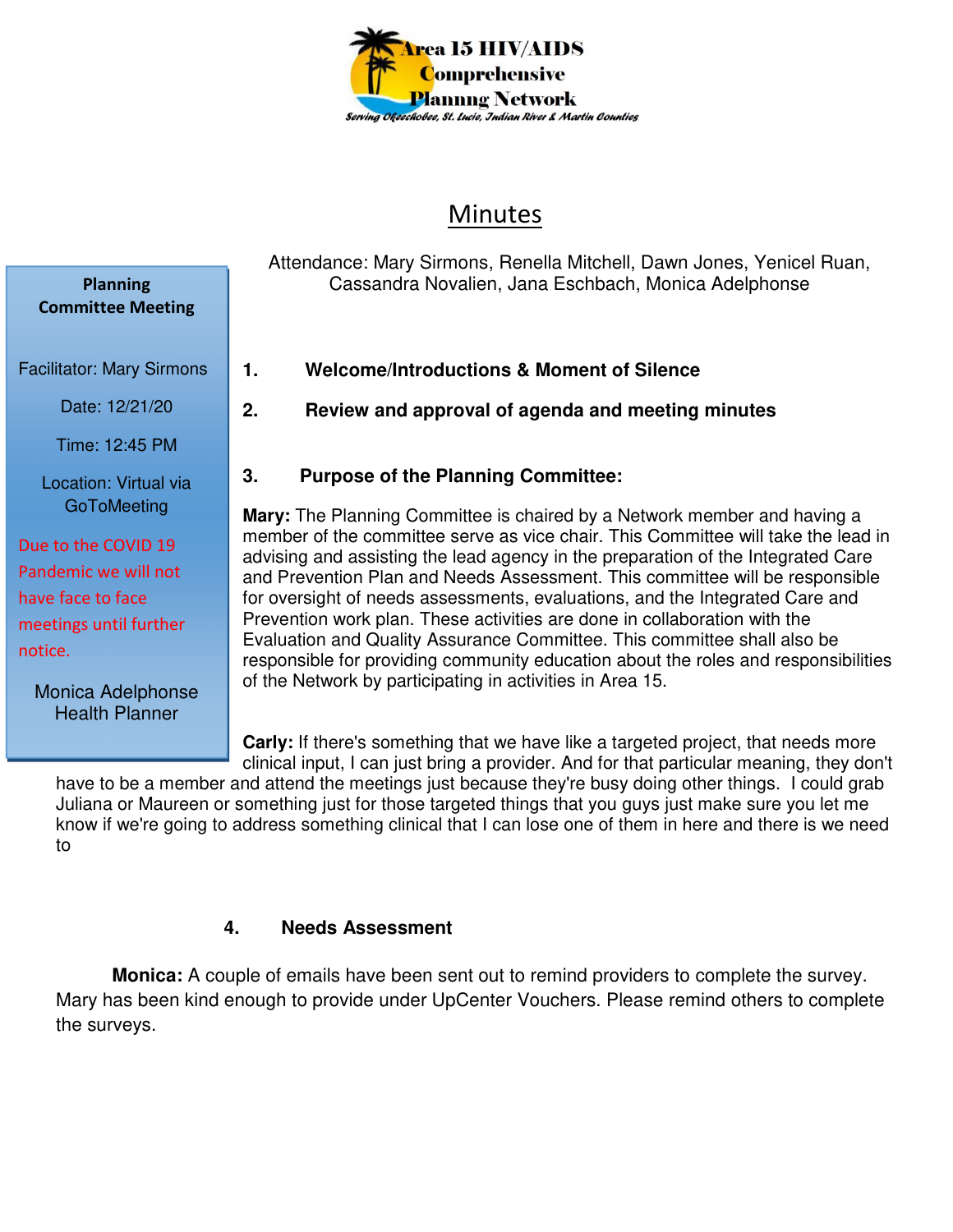Area 15 HIV/AIDS Comprehensive Plannng Network

*Serving Okeechobee, St. Lucie, Indian River & Martin Counties*

# Minutes

**Planning Committee Meeting**

Facilitator: Mary Sirmons

Date: 12/21/20

Time: 12:45 PM

Location: Virtual via GoToMeeting

Due to the COVID 19 Pandemic we will not have face to face meetings until further notice.

Monica Adelphonse
Health Planner

Attendance: Mary Sirmons, Renella Mitchell, Dawn Jones, Yenicel Ruan, Cassandra Novalien, Jana Eschbach, Monica Adelphonse

**1. Welcome/Introductions & Moment of Silence**

**2. Review and approval of agenda and meeting minutes**

**3. Purpose of the Planning Committee:**

**Mary:** The Planning Committee is chaired by a Network member and having a member of the committee serve as vice chair. This Committee will take the lead in advising and assisting the lead agency in the preparation of the Integrated Care and Prevention Plan and Needs Assessment. This committee will be responsible for oversight of needs assessments, evaluations, and the Integrated Care and Prevention work plan. These activities are done in collaboration with the Evaluation and Quality Assurance Committee. This committee shall also be responsible for providing community education about the roles and responsibilities of the Network by participating in activities in Area 15.

**Carly:** If there's something that we have like a targeted project, that needs more clinical input, I can just bring a provider. And for that particular meaning, they don't have to be a member and attend the meetings just because they're busy doing other things. I could grab Juliana or Maureen or something just for those targeted things that you guys just make sure you let me know if we're going to address something clinical that I can lose one of them in here and there is we need to

**4. Needs Assessment**

**Monica:** A couple of emails have been sent out to remind providers to complete the survey. Mary has been kind enough to provide under UpCenter Vouchers. Please remind others to complete the surveys.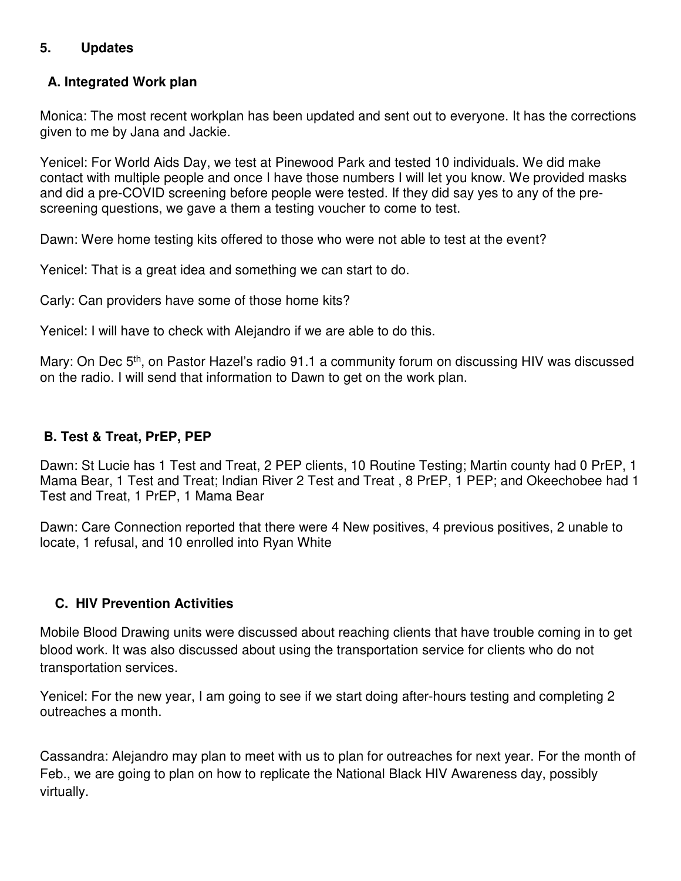## 5. Updates

### A. Integrated Work plan

Monica: The most recent workplan has been updated and sent out to everyone. It has the corrections given to me by Jana and Jackie.

Yenicel: For World Aids Day, we test at Pinewood Park and tested 10 individuals. We did make contact with multiple people and once I have those numbers I will let you know. We provided masks and did a pre-COVID screening before people were tested. If they did say yes to any of the pre-screening questions, we gave a them a testing voucher to come to test.

Dawn: Were home testing kits offered to those who were not able to test at the event?

Yenicel: That is a great idea and something we can start to do.

Carly: Can providers have some of those home kits?

Yenicel: I will have to check with Alejandro if we are able to do this.

Mary: On Dec 5th, on Pastor Hazel's radio 91.1 a community forum on discussing HIV was discussed on the radio. I will send that information to Dawn to get on the work plan.

### B. Test & Treat, PrEP, PEP

Dawn: St Lucie has 1 Test and Treat, 2 PEP clients, 10 Routine Testing; Martin county had 0 PrEP, 1 Mama Bear, 1 Test and Treat; Indian River 2 Test and Treat , 8 PrEP, 1 PEP; and Okeechobee had 1 Test and Treat, 1 PrEP, 1 Mama Bear

Dawn: Care Connection reported that there were 4 New positives, 4 previous positives, 2 unable to locate, 1 refusal, and 10 enrolled into Ryan White

### C. HIV Prevention Activities

Mobile Blood Drawing units were discussed about reaching clients that have trouble coming in to get blood work. It was also discussed about using the transportation service for clients who do not transportation services.

Yenicel: For the new year, I am going to see if we start doing after-hours testing and completing 2 outreaches a month.

Cassandra: Alejandro may plan to meet with us to plan for outreaches for next year. For the month of Feb., we are going to plan on how to replicate the National Black HIV Awareness day, possibly virtually.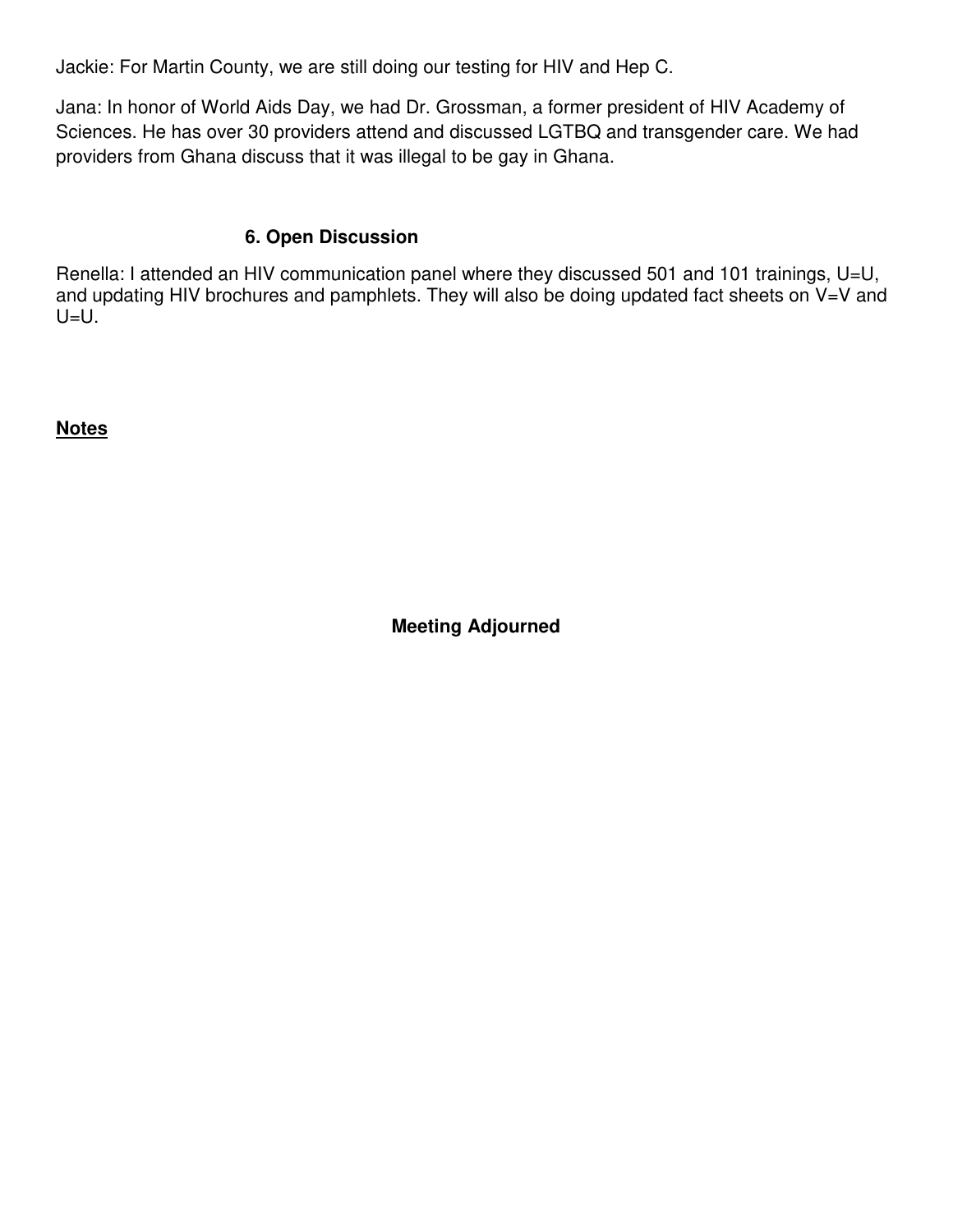Jackie: For Martin County, we are still doing our testing for HIV and Hep C.

Jana: In honor of World Aids Day, we had Dr. Grossman, a former president of HIV Academy of Sciences. He has over 30 providers attend and discussed LGTBQ and transgender care. We had providers from Ghana discuss that it was illegal to be gay in Ghana.

### 6. Open Discussion

Renella: I attended an HIV communication panel where they discussed 501 and 101 trainings, U=U, and updating HIV brochures and pamphlets. They will also be doing updated fact sheets on V=V and U=U.

**Notes**

**Meeting Adjourned**